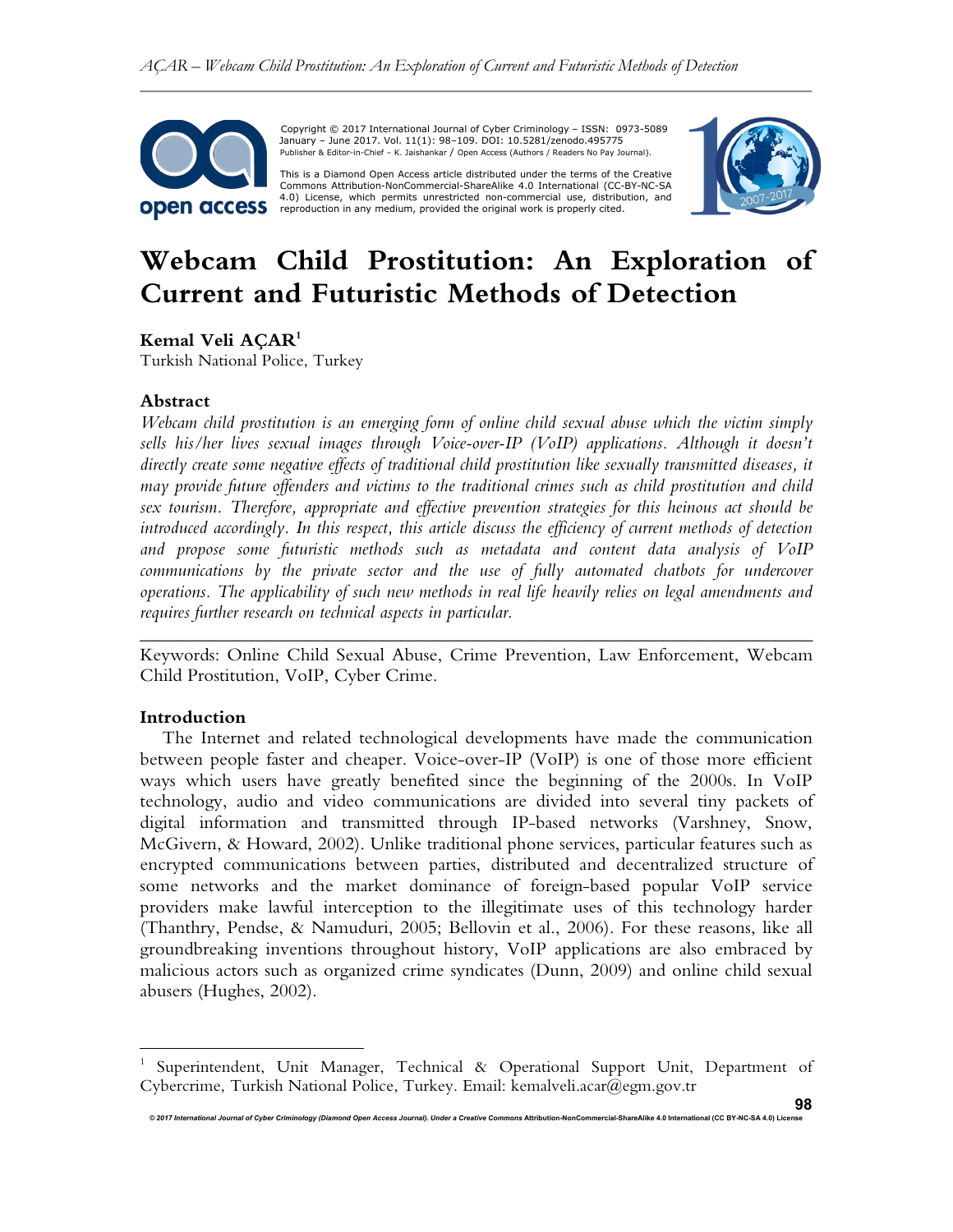Copyright © 2017 International Journal of Cyber Criminology – ISSN: 0973-5089 January – June 2017. Vol. 11(1): 98–109. DOI: 10.5281/zenodo.495775
Publisher & Editor-in-Chief – K. Jaishankar / Open Access (Authors / Readers No Pay Journal).

This is a Diamond Open Access article distributed under the terms of the Creative Commons Attribution-NonCommercial-ShareAlike 4.0 International (CC-BY-NC-SA 4.0) License, which permits unrestricted non-commercial use, distribution, and reproduction in any medium, provided the original work is properly cited.

# Webcam Child Prostitution: An Exploration of Current and Futuristic Methods of Detection

**Kemal Veli AÇAR**[1]
Turkish National Police, Turkey

### Abstract

*Webcam child prostitution is an emerging form of online child sexual abuse which the victim simply sells his/her lives sexual images through Voice-over-IP (VoIP) applications. Although it doesn't directly create some negative effects of traditional child prostitution like sexually transmitted diseases, it may provide future offenders and victims to the traditional crimes such as child prostitution and child sex tourism. Therefore, appropriate and effective prevention strategies for this heinous act should be introduced accordingly. In this respect, this article discuss the efficiency of current methods of detection and propose some futuristic methods such as metadata and content data analysis of VoIP communications by the private sector and the use of fully automated chatbots for undercover operations. The applicability of such new methods in real life heavily relies on legal amendments and requires further research on technical aspects in particular.*

---

Keywords: Online Child Sexual Abuse, Crime Prevention, Law Enforcement, Webcam Child Prostitution, VoIP, Cyber Crime.

### Introduction

The Internet and related technological developments have made the communication between people faster and cheaper. Voice-over-IP (VoIP) is one of those more efficient ways which users have greatly benefited since the beginning of the 2000s. In VoIP technology, audio and video communications are divided into several tiny packets of digital information and transmitted through IP-based networks (Varshney, Snow, McGivern, & Howard, 2002). Unlike traditional phone services, particular features such as encrypted communications between parties, distributed and decentralized structure of some networks and the market dominance of foreign-based popular VoIP service providers make lawful interception to the illegitimate uses of this technology harder (Thanthry, Pendse, & Namuduri, 2005; Bellovin et al., 2006). For these reasons, like all groundbreaking inventions throughout history, VoIP applications are also embraced by malicious actors such as organized crime syndicates (Dunn, 2009) and online child sexual abusers (Hughes, 2002).

[1] Superintendent, Unit Manager, Technical & Operational Support Unit, Department of Cybercrime, Turkish National Police, Turkey. Email: kemalveli.acar@egm.gov.tr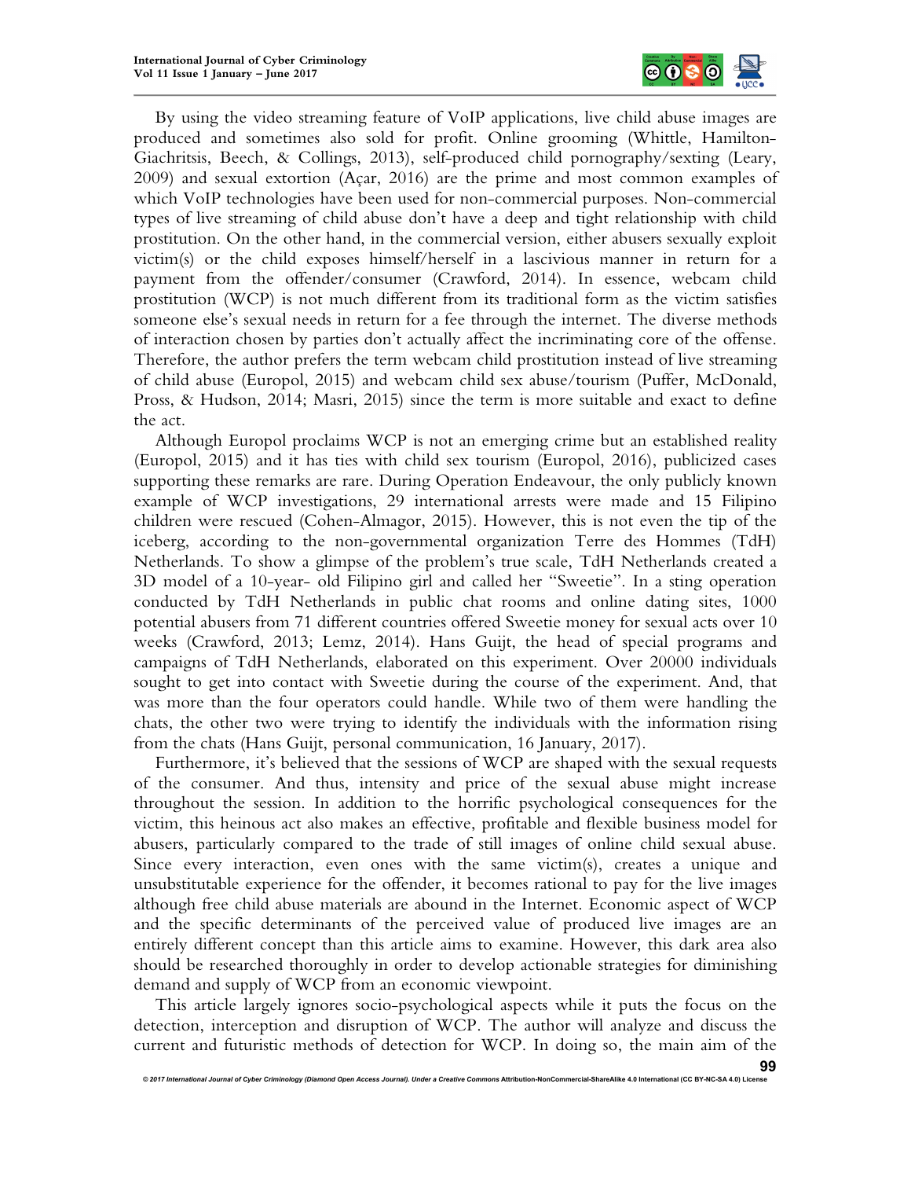By using the video streaming feature of VoIP applications, live child abuse images are produced and sometimes also sold for profit. Online grooming (Whittle, Hamilton-Giachritsis, Beech, & Collings, 2013), self-produced child pornography/sexting (Leary, 2009) and sexual extortion (Açar, 2016) are the prime and most common examples of which VoIP technologies have been used for non-commercial purposes. Non-commercial types of live streaming of child abuse don't have a deep and tight relationship with child prostitution. On the other hand, in the commercial version, either abusers sexually exploit victim(s) or the child exposes himself/herself in a lascivious manner in return for a payment from the offender/consumer (Crawford, 2014). In essence, webcam child prostitution (WCP) is not much different from its traditional form as the victim satisfies someone else's sexual needs in return for a fee through the internet. The diverse methods of interaction chosen by parties don't actually affect the incriminating core of the offense. Therefore, the author prefers the term webcam child prostitution instead of live streaming of child abuse (Europol, 2015) and webcam child sex abuse/tourism (Puffer, McDonald, Pross, & Hudson, 2014; Masri, 2015) since the term is more suitable and exact to define the act.

Although Europol proclaims WCP is not an emerging crime but an established reality (Europol, 2015) and it has ties with child sex tourism (Europol, 2016), publicized cases supporting these remarks are rare. During Operation Endeavour, the only publicly known example of WCP investigations, 29 international arrests were made and 15 Filipino children were rescued (Cohen-Almagor, 2015). However, this is not even the tip of the iceberg, according to the non-governmental organization Terre des Hommes (TdH) Netherlands. To show a glimpse of the problem's true scale, TdH Netherlands created a 3D model of a 10-year- old Filipino girl and called her "Sweetie". In a sting operation conducted by TdH Netherlands in public chat rooms and online dating sites, 1000 potential abusers from 71 different countries offered Sweetie money for sexual acts over 10 weeks (Crawford, 2013; Lemz, 2014). Hans Guijt, the head of special programs and campaigns of TdH Netherlands, elaborated on this experiment. Over 20000 individuals sought to get into contact with Sweetie during the course of the experiment. And, that was more than the four operators could handle. While two of them were handling the chats, the other two were trying to identify the individuals with the information rising from the chats (Hans Guijt, personal communication, 16 January, 2017).

Furthermore, it's believed that the sessions of WCP are shaped with the sexual requests of the consumer. And thus, intensity and price of the sexual abuse might increase throughout the session. In addition to the horrific psychological consequences for the victim, this heinous act also makes an effective, profitable and flexible business model for abusers, particularly compared to the trade of still images of online child sexual abuse. Since every interaction, even ones with the same victim(s), creates a unique and unsubstitutable experience for the offender, it becomes rational to pay for the live images although free child abuse materials are abound in the Internet. Economic aspect of WCP and the specific determinants of the perceived value of produced live images are an entirely different concept than this article aims to examine. However, this dark area also should be researched thoroughly in order to develop actionable strategies for diminishing demand and supply of WCP from an economic viewpoint.

This article largely ignores socio-psychological aspects while it puts the focus on the detection, interception and disruption of WCP. The author will analyze and discuss the current and futuristic methods of detection for WCP. In doing so, the main aim of the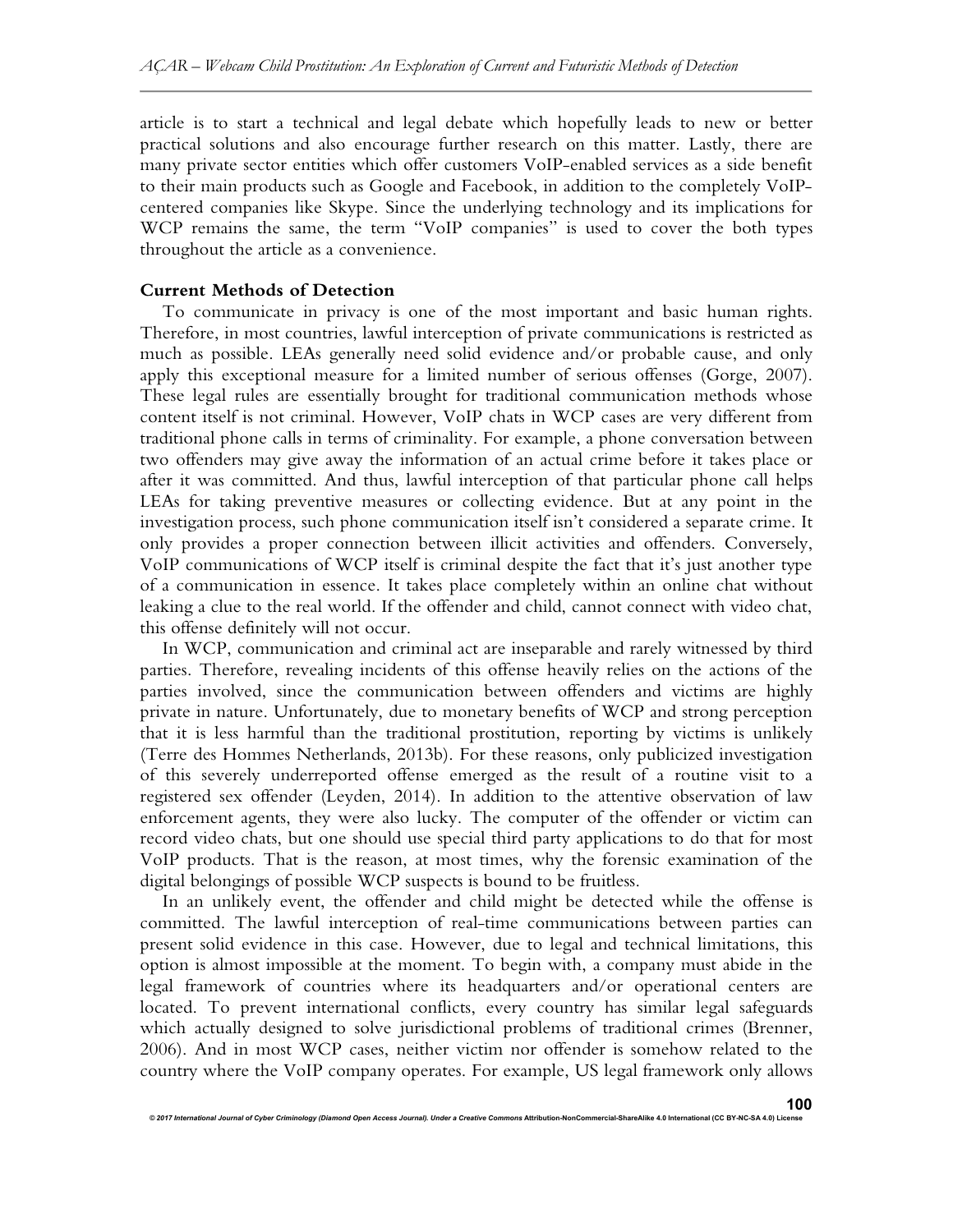article is to start a technical and legal debate which hopefully leads to new or better practical solutions and also encourage further research on this matter. Lastly, there are many private sector entities which offer customers VoIP-enabled services as a side benefit to their main products such as Google and Facebook, in addition to the completely VoIP-centered companies like Skype. Since the underlying technology and its implications for WCP remains the same, the term "VoIP companies" is used to cover the both types throughout the article as a convenience.

**Current Methods of Detection**

To communicate in privacy is one of the most important and basic human rights. Therefore, in most countries, lawful interception of private communications is restricted as much as possible. LEAs generally need solid evidence and/or probable cause, and only apply this exceptional measure for a limited number of serious offenses (Gorge, 2007). These legal rules are essentially brought for traditional communication methods whose content itself is not criminal. However, VoIP chats in WCP cases are very different from traditional phone calls in terms of criminality. For example, a phone conversation between two offenders may give away the information of an actual crime before it takes place or after it was committed. And thus, lawful interception of that particular phone call helps LEAs for taking preventive measures or collecting evidence. But at any point in the investigation process, such phone communication itself isn't considered a separate crime. It only provides a proper connection between illicit activities and offenders. Conversely, VoIP communications of WCP itself is criminal despite the fact that it's just another type of a communication in essence. It takes place completely within an online chat without leaking a clue to the real world. If the offender and child, cannot connect with video chat, this offense definitely will not occur.

In WCP, communication and criminal act are inseparable and rarely witnessed by third parties. Therefore, revealing incidents of this offense heavily relies on the actions of the parties involved, since the communication between offenders and victims are highly private in nature. Unfortunately, due to monetary benefits of WCP and strong perception that it is less harmful than the traditional prostitution, reporting by victims is unlikely (Terre des Hommes Netherlands, 2013b). For these reasons, only publicized investigation of this severely underreported offense emerged as the result of a routine visit to a registered sex offender (Leyden, 2014). In addition to the attentive observation of law enforcement agents, they were also lucky. The computer of the offender or victim can record video chats, but one should use special third party applications to do that for most VoIP products. That is the reason, at most times, why the forensic examination of the digital belongings of possible WCP suspects is bound to be fruitless.

In an unlikely event, the offender and child might be detected while the offense is committed. The lawful interception of real-time communications between parties can present solid evidence in this case. However, due to legal and technical limitations, this option is almost impossible at the moment. To begin with, a company must abide in the legal framework of countries where its headquarters and/or operational centers are located. To prevent international conflicts, every country has similar legal safeguards which actually designed to solve jurisdictional problems of traditional crimes (Brenner, 2006). And in most WCP cases, neither victim nor offender is somehow related to the country where the VoIP company operates. For example, US legal framework only allows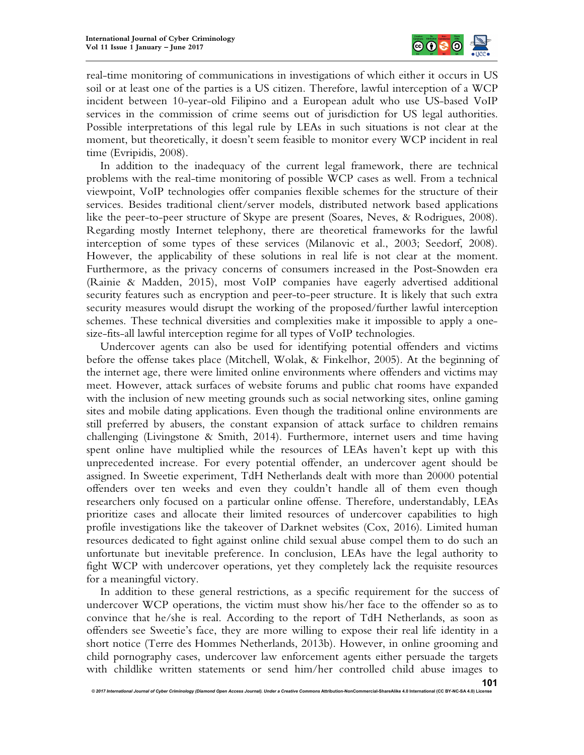real-time monitoring of communications in investigations of which either it occurs in US soil or at least one of the parties is a US citizen. Therefore, lawful interception of a WCP incident between 10-year-old Filipino and a European adult who use US-based VoIP services in the commission of crime seems out of jurisdiction for US legal authorities. Possible interpretations of this legal rule by LEAs in such situations is not clear at the moment, but theoretically, it doesn't seem feasible to monitor every WCP incident in real time (Evripidis, 2008).

In addition to the inadequacy of the current legal framework, there are technical problems with the real-time monitoring of possible WCP cases as well. From a technical viewpoint, VoIP technologies offer companies flexible schemes for the structure of their services. Besides traditional client/server models, distributed network based applications like the peer-to-peer structure of Skype are present (Soares, Neves, & Rodrigues, 2008). Regarding mostly Internet telephony, there are theoretical frameworks for the lawful interception of some types of these services (Milanovic et al., 2003; Seedorf, 2008). However, the applicability of these solutions in real life is not clear at the moment. Furthermore, as the privacy concerns of consumers increased in the Post-Snowden era (Rainie & Madden, 2015), most VoIP companies have eagerly advertised additional security features such as encryption and peer-to-peer structure. It is likely that such extra security measures would disrupt the working of the proposed/further lawful interception schemes. These technical diversities and complexities make it impossible to apply a one-size-fits-all lawful interception regime for all types of VoIP technologies.

Undercover agents can also be used for identifying potential offenders and victims before the offense takes place (Mitchell, Wolak, & Finkelhor, 2005). At the beginning of the internet age, there were limited online environments where offenders and victims may meet. However, attack surfaces of website forums and public chat rooms have expanded with the inclusion of new meeting grounds such as social networking sites, online gaming sites and mobile dating applications. Even though the traditional online environments are still preferred by abusers, the constant expansion of attack surface to children remains challenging (Livingstone & Smith, 2014). Furthermore, internet users and time having spent online have multiplied while the resources of LEAs haven't kept up with this unprecedented increase. For every potential offender, an undercover agent should be assigned. In Sweetie experiment, TdH Netherlands dealt with more than 20000 potential offenders over ten weeks and even they couldn't handle all of them even though researchers only focused on a particular online offense. Therefore, understandably, LEAs prioritize cases and allocate their limited resources of undercover capabilities to high profile investigations like the takeover of Darknet websites (Cox, 2016). Limited human resources dedicated to fight against online child sexual abuse compel them to do such an unfortunate but inevitable preference. In conclusion, LEAs have the legal authority to fight WCP with undercover operations, yet they completely lack the requisite resources for a meaningful victory.

In addition to these general restrictions, as a specific requirement for the success of undercover WCP operations, the victim must show his/her face to the offender so as to convince that he/she is real. According to the report of TdH Netherlands, as soon as offenders see Sweetie's face, they are more willing to expose their real life identity in a short notice (Terre des Hommes Netherlands, 2013b). However, in online grooming and child pornography cases, undercover law enforcement agents either persuade the targets with childlike written statements or send him/her controlled child abuse images to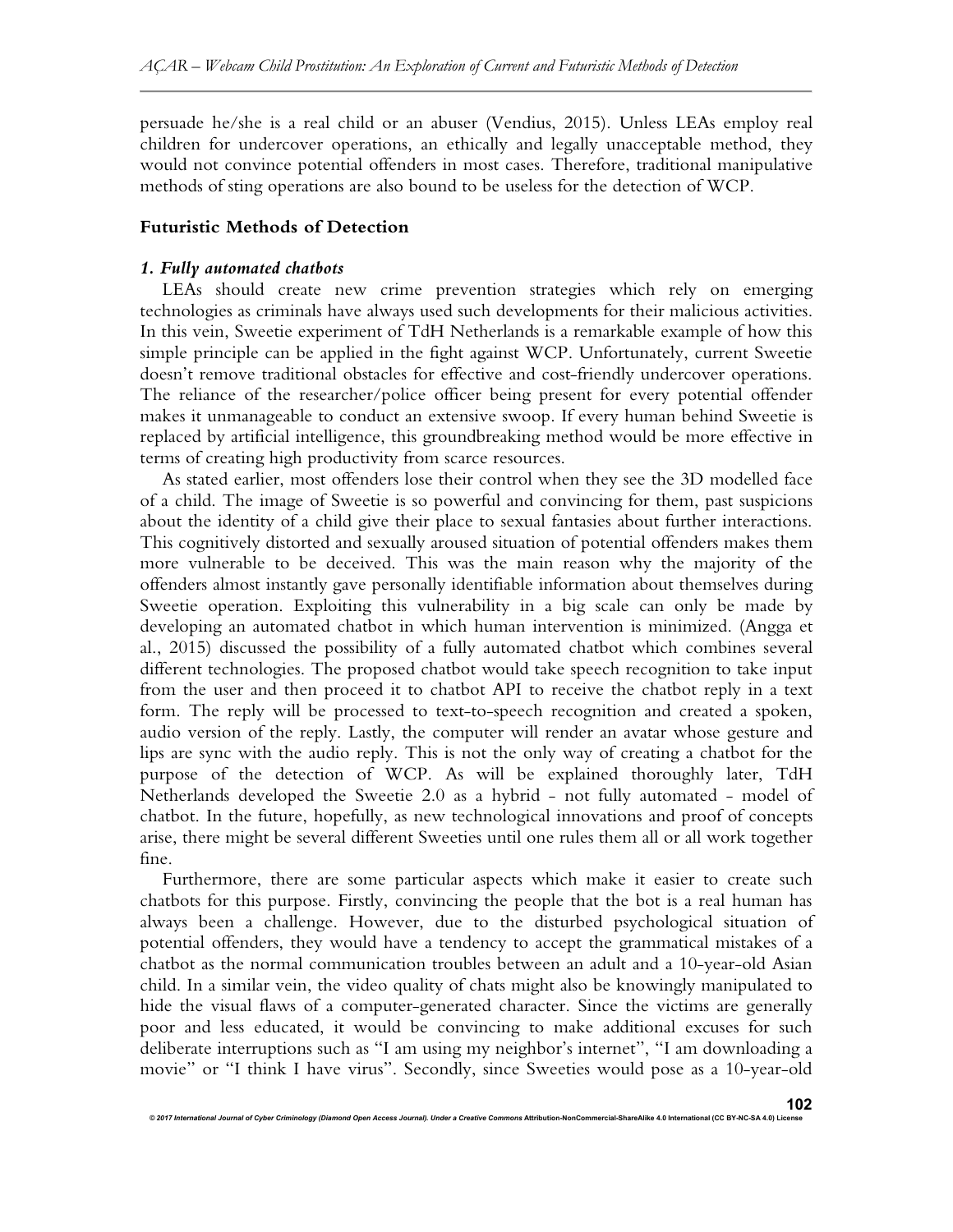persuade he/she is a real child or an abuser (Vendius, 2015). Unless LEAs employ real children for undercover operations, an ethically and legally unacceptable method, they would not convince potential offenders in most cases. Therefore, traditional manipulative methods of sting operations are also bound to be useless for the detection of WCP.

## Futuristic Methods of Detection

### *1. Fully automated chatbots*

LEAs should create new crime prevention strategies which rely on emerging technologies as criminals have always used such developments for their malicious activities. In this vein, Sweetie experiment of TdH Netherlands is a remarkable example of how this simple principle can be applied in the fight against WCP. Unfortunately, current Sweetie doesn't remove traditional obstacles for effective and cost-friendly undercover operations. The reliance of the researcher/police officer being present for every potential offender makes it unmanageable to conduct an extensive swoop. If every human behind Sweetie is replaced by artificial intelligence, this groundbreaking method would be more effective in terms of creating high productivity from scarce resources.

As stated earlier, most offenders lose their control when they see the 3D modelled face of a child. The image of Sweetie is so powerful and convincing for them, past suspicions about the identity of a child give their place to sexual fantasies about further interactions. This cognitively distorted and sexually aroused situation of potential offenders makes them more vulnerable to be deceived. This was the main reason why the majority of the offenders almost instantly gave personally identifiable information about themselves during Sweetie operation. Exploiting this vulnerability in a big scale can only be made by developing an automated chatbot in which human intervention is minimized. (Angga et al., 2015) discussed the possibility of a fully automated chatbot which combines several different technologies. The proposed chatbot would take speech recognition to take input from the user and then proceed it to chatbot API to receive the chatbot reply in a text form. The reply will be processed to text-to-speech recognition and created a spoken, audio version of the reply. Lastly, the computer will render an avatar whose gesture and lips are sync with the audio reply. This is not the only way of creating a chatbot for the purpose of the detection of WCP. As will be explained thoroughly later, TdH Netherlands developed the Sweetie 2.0 as a hybrid - not fully automated - model of chatbot. In the future, hopefully, as new technological innovations and proof of concepts arise, there might be several different Sweeties until one rules them all or all work together fine.

Furthermore, there are some particular aspects which make it easier to create such chatbots for this purpose. Firstly, convincing the people that the bot is a real human has always been a challenge. However, due to the disturbed psychological situation of potential offenders, they would have a tendency to accept the grammatical mistakes of a chatbot as the normal communication troubles between an adult and a 10-year-old Asian child. In a similar vein, the video quality of chats might also be knowingly manipulated to hide the visual flaws of a computer-generated character. Since the victims are generally poor and less educated, it would be convincing to make additional excuses for such deliberate interruptions such as "I am using my neighbor's internet", "I am downloading a movie" or "I think I have virus". Secondly, since Sweeties would pose as a 10-year-old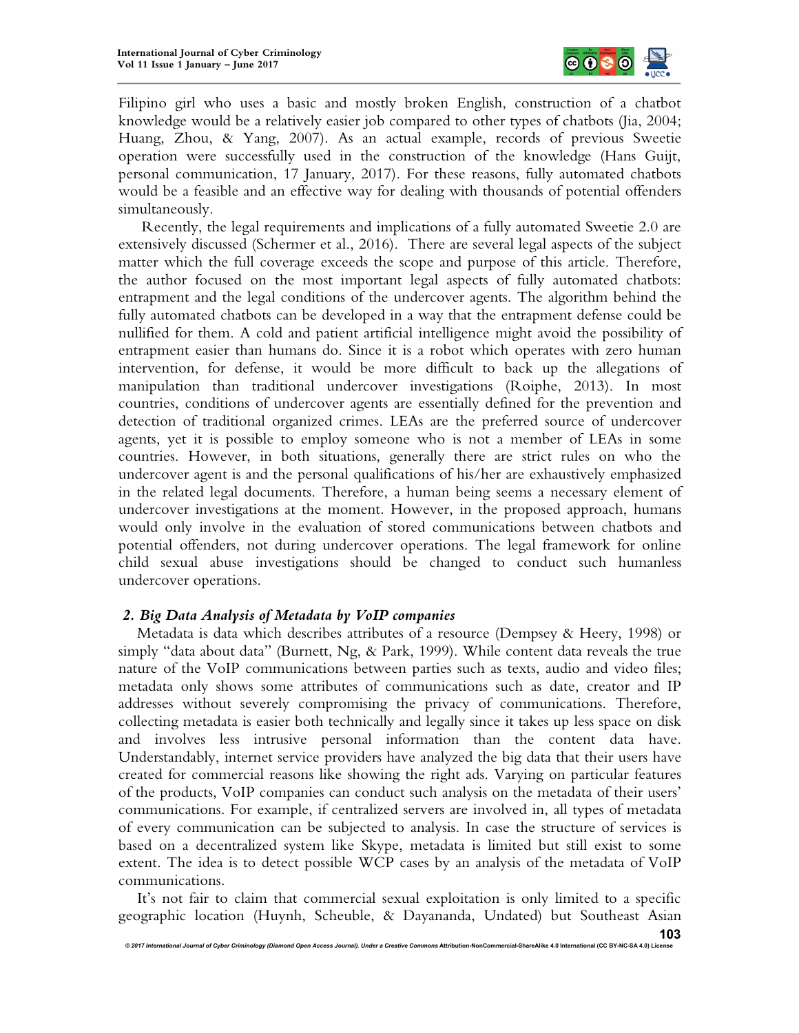Filipino girl who uses a basic and mostly broken English, construction of a chatbot knowledge would be a relatively easier job compared to other types of chatbots (Jia, 2004; Huang, Zhou, & Yang, 2007). As an actual example, records of previous Sweetie operation were successfully used in the construction of the knowledge (Hans Guijt, personal communication, 17 January, 2017). For these reasons, fully automated chatbots would be a feasible and an effective way for dealing with thousands of potential offenders simultaneously.

Recently, the legal requirements and implications of a fully automated Sweetie 2.0 are extensively discussed (Schermer et al., 2016). There are several legal aspects of the subject matter which the full coverage exceeds the scope and purpose of this article. Therefore, the author focused on the most important legal aspects of fully automated chatbots: entrapment and the legal conditions of the undercover agents. The algorithm behind the fully automated chatbots can be developed in a way that the entrapment defense could be nullified for them. A cold and patient artificial intelligence might avoid the possibility of entrapment easier than humans do. Since it is a robot which operates with zero human intervention, for defense, it would be more difficult to back up the allegations of manipulation than traditional undercover investigations (Roiphe, 2013). In most countries, conditions of undercover agents are essentially defined for the prevention and detection of traditional organized crimes. LEAs are the preferred source of undercover agents, yet it is possible to employ someone who is not a member of LEAs in some countries. However, in both situations, generally there are strict rules on who the undercover agent is and the personal qualifications of his/her are exhaustively emphasized in the related legal documents. Therefore, a human being seems a necessary element of undercover investigations at the moment. However, in the proposed approach, humans would only involve in the evaluation of stored communications between chatbots and potential offenders, not during undercover operations. The legal framework for online child sexual abuse investigations should be changed to conduct such humanless undercover operations.

### *2. Big Data Analysis of Metadata by VoIP companies*

Metadata is data which describes attributes of a resource (Dempsey & Heery, 1998) or simply "data about data" (Burnett, Ng, & Park, 1999). While content data reveals the true nature of the VoIP communications between parties such as texts, audio and video files; metadata only shows some attributes of communications such as date, creator and IP addresses without severely compromising the privacy of communications. Therefore, collecting metadata is easier both technically and legally since it takes up less space on disk and involves less intrusive personal information than the content data have. Understandably, internet service providers have analyzed the big data that their users have created for commercial reasons like showing the right ads. Varying on particular features of the products, VoIP companies can conduct such analysis on the metadata of their users' communications. For example, if centralized servers are involved in, all types of metadata of every communication can be subjected to analysis. In case the structure of services is based on a decentralized system like Skype, metadata is limited but still exist to some extent. The idea is to detect possible WCP cases by an analysis of the metadata of VoIP communications.

It's not fair to claim that commercial sexual exploitation is only limited to a specific geographic location (Huynh, Scheuble, & Dayananda, Undated) but Southeast Asian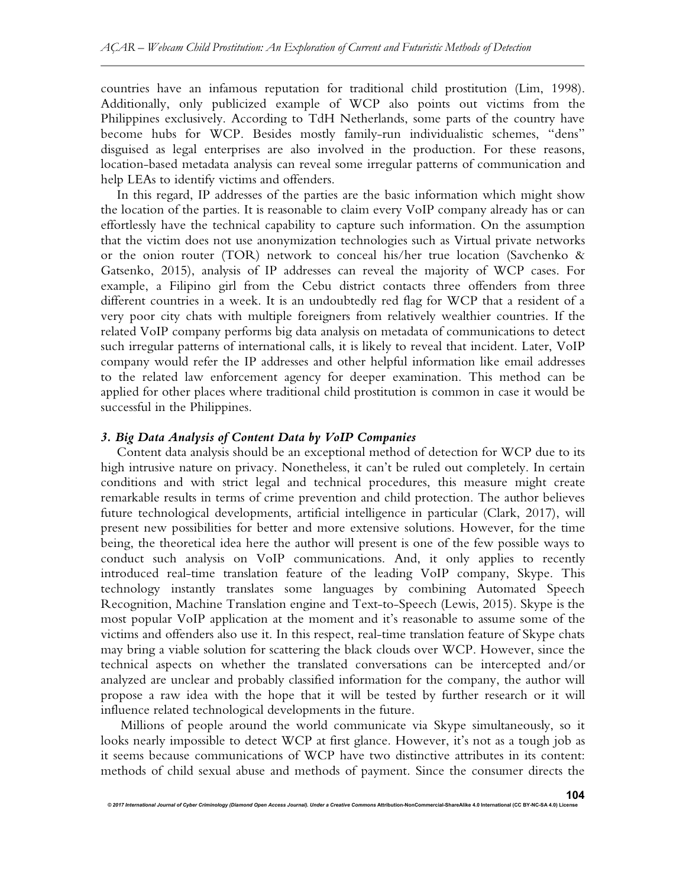countries have an infamous reputation for traditional child prostitution (Lim, 1998). Additionally, only publicized example of WCP also points out victims from the Philippines exclusively. According to TdH Netherlands, some parts of the country have become hubs for WCP. Besides mostly family-run individualistic schemes, "dens" disguised as legal enterprises are also involved in the production. For these reasons, location-based metadata analysis can reveal some irregular patterns of communication and help LEAs to identify victims and offenders.

In this regard, IP addresses of the parties are the basic information which might show the location of the parties. It is reasonable to claim every VoIP company already has or can effortlessly have the technical capability to capture such information. On the assumption that the victim does not use anonymization technologies such as Virtual private networks or the onion router (TOR) network to conceal his/her true location (Savchenko & Gatsenko, 2015), analysis of IP addresses can reveal the majority of WCP cases. For example, a Filipino girl from the Cebu district contacts three offenders from three different countries in a week. It is an undoubtedly red flag for WCP that a resident of a very poor city chats with multiple foreigners from relatively wealthier countries. If the related VoIP company performs big data analysis on metadata of communications to detect such irregular patterns of international calls, it is likely to reveal that incident. Later, VoIP company would refer the IP addresses and other helpful information like email addresses to the related law enforcement agency for deeper examination. This method can be applied for other places where traditional child prostitution is common in case it would be successful in the Philippines.

### *3. Big Data Analysis of Content Data by VoIP Companies*

Content data analysis should be an exceptional method of detection for WCP due to its high intrusive nature on privacy. Nonetheless, it can't be ruled out completely. In certain conditions and with strict legal and technical procedures, this measure might create remarkable results in terms of crime prevention and child protection. The author believes future technological developments, artificial intelligence in particular (Clark, 2017), will present new possibilities for better and more extensive solutions. However, for the time being, the theoretical idea here the author will present is one of the few possible ways to conduct such analysis on VoIP communications. And, it only applies to recently introduced real-time translation feature of the leading VoIP company, Skype. This technology instantly translates some languages by combining Automated Speech Recognition, Machine Translation engine and Text-to-Speech (Lewis, 2015). Skype is the most popular VoIP application at the moment and it's reasonable to assume some of the victims and offenders also use it. In this respect, real-time translation feature of Skype chats may bring a viable solution for scattering the black clouds over WCP. However, since the technical aspects on whether the translated conversations can be intercepted and/or analyzed are unclear and probably classified information for the company, the author will propose a raw idea with the hope that it will be tested by further research or it will influence related technological developments in the future.

Millions of people around the world communicate via Skype simultaneously, so it looks nearly impossible to detect WCP at first glance. However, it's not as a tough job as it seems because communications of WCP have two distinctive attributes in its content: methods of child sexual abuse and methods of payment. Since the consumer directs the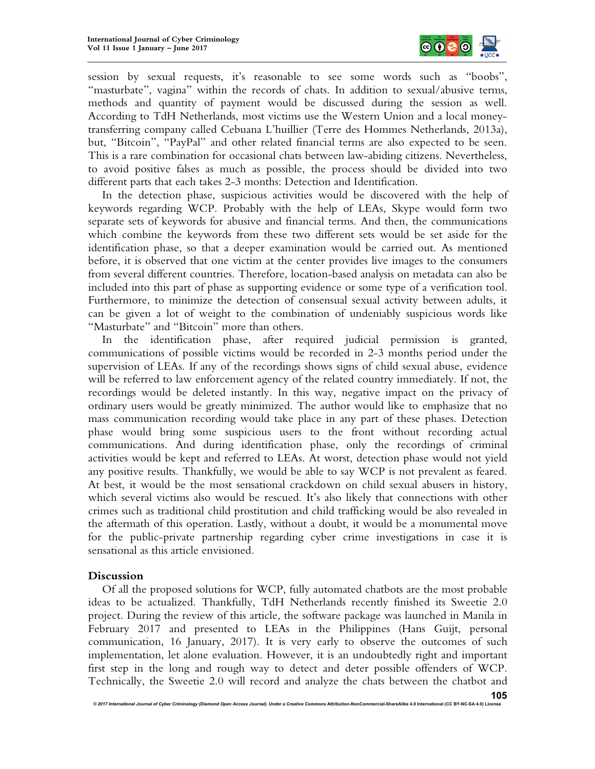session by sexual requests, it's reasonable to see some words such as "boobs", "masturbate", vagina" within the records of chats. In addition to sexual/abusive terms, methods and quantity of payment would be discussed during the session as well. According to TdH Netherlands, most victims use the Western Union and a local money-transferring company called Cebuana L'huillier (Terre des Hommes Netherlands, 2013a), but, "Bitcoin", "PayPal" and other related financial terms are also expected to be seen. This is a rare combination for occasional chats between law-abiding citizens. Nevertheless, to avoid positive falses as much as possible, the process should be divided into two different parts that each takes 2-3 months: Detection and Identification.

In the detection phase, suspicious activities would be discovered with the help of keywords regarding WCP. Probably with the help of LEAs, Skype would form two separate sets of keywords for abusive and financial terms. And then, the communications which combine the keywords from these two different sets would be set aside for the identification phase, so that a deeper examination would be carried out. As mentioned before, it is observed that one victim at the center provides live images to the consumers from several different countries. Therefore, location-based analysis on metadata can also be included into this part of phase as supporting evidence or some type of a verification tool. Furthermore, to minimize the detection of consensual sexual activity between adults, it can be given a lot of weight to the combination of undeniably suspicious words like "Masturbate" and "Bitcoin" more than others.

In the identification phase, after required judicial permission is granted, communications of possible victims would be recorded in 2-3 months period under the supervision of LEAs. If any of the recordings shows signs of child sexual abuse, evidence will be referred to law enforcement agency of the related country immediately. If not, the recordings would be deleted instantly. In this way, negative impact on the privacy of ordinary users would be greatly minimized. The author would like to emphasize that no mass communication recording would take place in any part of these phases. Detection phase would bring some suspicious users to the front without recording actual communications. And during identification phase, only the recordings of criminal activities would be kept and referred to LEAs. At worst, detection phase would not yield any positive results. Thankfully, we would be able to say WCP is not prevalent as feared. At best, it would be the most sensational crackdown on child sexual abusers in history, which several victims also would be rescued. It's also likely that connections with other crimes such as traditional child prostitution and child trafficking would be also revealed in the aftermath of this operation. Lastly, without a doubt, it would be a monumental move for the public-private partnership regarding cyber crime investigations in case it is sensational as this article envisioned.

## Discussion

Of all the proposed solutions for WCP, fully automated chatbots are the most probable ideas to be actualized. Thankfully, TdH Netherlands recently finished its Sweetie 2.0 project. During the review of this article, the software package was launched in Manila in February 2017 and presented to LEAs in the Philippines (Hans Guijt, personal communication, 16 January, 2017). It is very early to observe the outcomes of such implementation, let alone evaluation. However, it is an undoubtedly right and important first step in the long and rough way to detect and deter possible offenders of WCP. Technically, the Sweetie 2.0 will record and analyze the chats between the chatbot and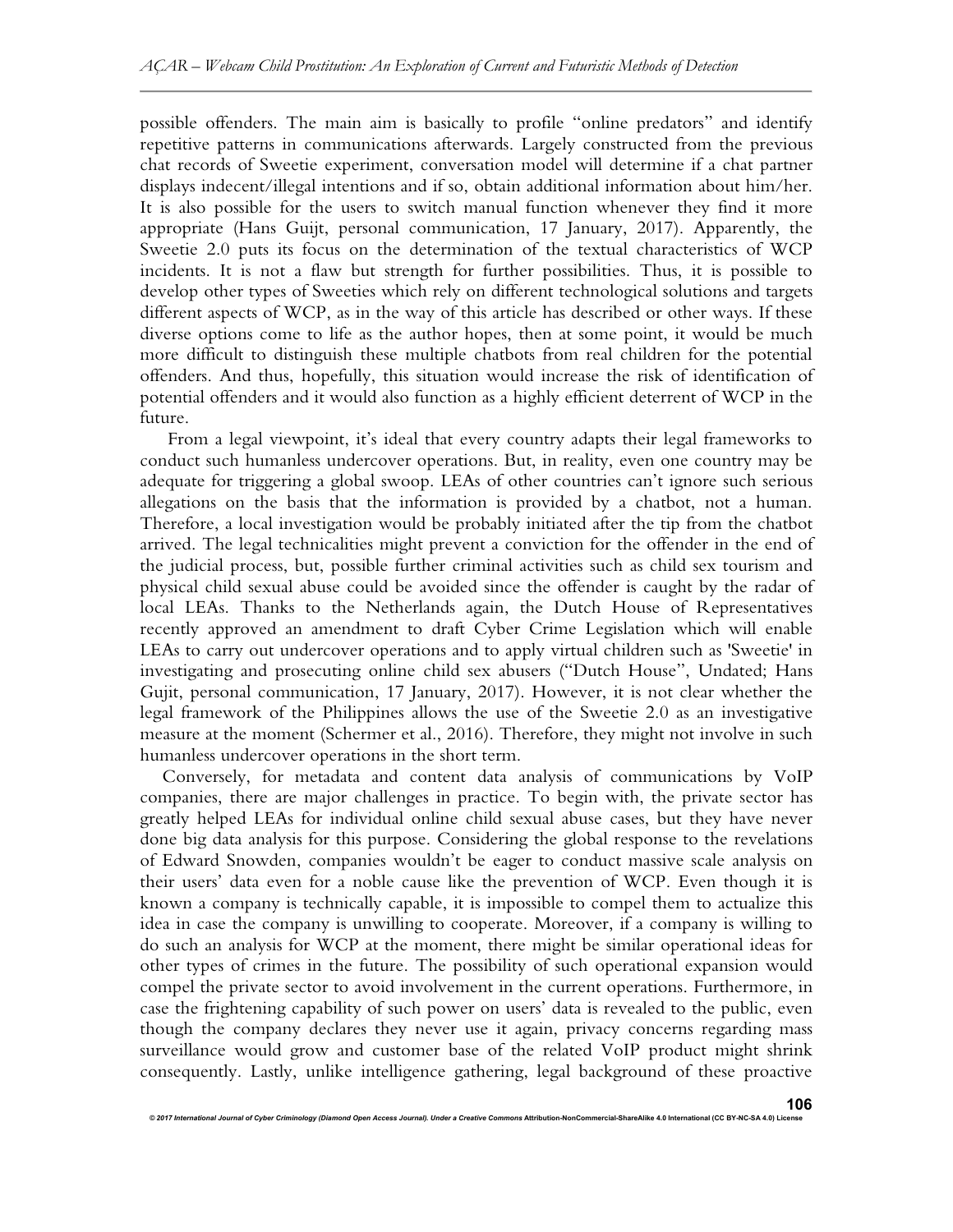possible offenders. The main aim is basically to profile "online predators" and identify repetitive patterns in communications afterwards. Largely constructed from the previous chat records of Sweetie experiment, conversation model will determine if a chat partner displays indecent/illegal intentions and if so, obtain additional information about him/her. It is also possible for the users to switch manual function whenever they find it more appropriate (Hans Guijt, personal communication, 17 January, 2017). Apparently, the Sweetie 2.0 puts its focus on the determination of the textual characteristics of WCP incidents. It is not a flaw but strength for further possibilities. Thus, it is possible to develop other types of Sweeties which rely on different technological solutions and targets different aspects of WCP, as in the way of this article has described or other ways. If these diverse options come to life as the author hopes, then at some point, it would be much more difficult to distinguish these multiple chatbots from real children for the potential offenders. And thus, hopefully, this situation would increase the risk of identification of potential offenders and it would also function as a highly efficient deterrent of WCP in the future.

From a legal viewpoint, it's ideal that every country adapts their legal frameworks to conduct such humanless undercover operations. But, in reality, even one country may be adequate for triggering a global swoop. LEAs of other countries can't ignore such serious allegations on the basis that the information is provided by a chatbot, not a human. Therefore, a local investigation would be probably initiated after the tip from the chatbot arrived. The legal technicalities might prevent a conviction for the offender in the end of the judicial process, but, possible further criminal activities such as child sex tourism and physical child sexual abuse could be avoided since the offender is caught by the radar of local LEAs. Thanks to the Netherlands again, the Dutch House of Representatives recently approved an amendment to draft Cyber Crime Legislation which will enable LEAs to carry out undercover operations and to apply virtual children such as 'Sweetie' in investigating and prosecuting online child sex abusers ("Dutch House", Undated; Hans Gujit, personal communication, 17 January, 2017). However, it is not clear whether the legal framework of the Philippines allows the use of the Sweetie 2.0 as an investigative measure at the moment (Schermer et al., 2016). Therefore, they might not involve in such humanless undercover operations in the short term.

Conversely, for metadata and content data analysis of communications by VoIP companies, there are major challenges in practice. To begin with, the private sector has greatly helped LEAs for individual online child sexual abuse cases, but they have never done big data analysis for this purpose. Considering the global response to the revelations of Edward Snowden, companies wouldn't be eager to conduct massive scale analysis on their users' data even for a noble cause like the prevention of WCP. Even though it is known a company is technically capable, it is impossible to compel them to actualize this idea in case the company is unwilling to cooperate. Moreover, if a company is willing to do such an analysis for WCP at the moment, there might be similar operational ideas for other types of crimes in the future. The possibility of such operational expansion would compel the private sector to avoid involvement in the current operations. Furthermore, in case the frightening capability of such power on users' data is revealed to the public, even though the company declares they never use it again, privacy concerns regarding mass surveillance would grow and customer base of the related VoIP product might shrink consequently. Lastly, unlike intelligence gathering, legal background of these proactive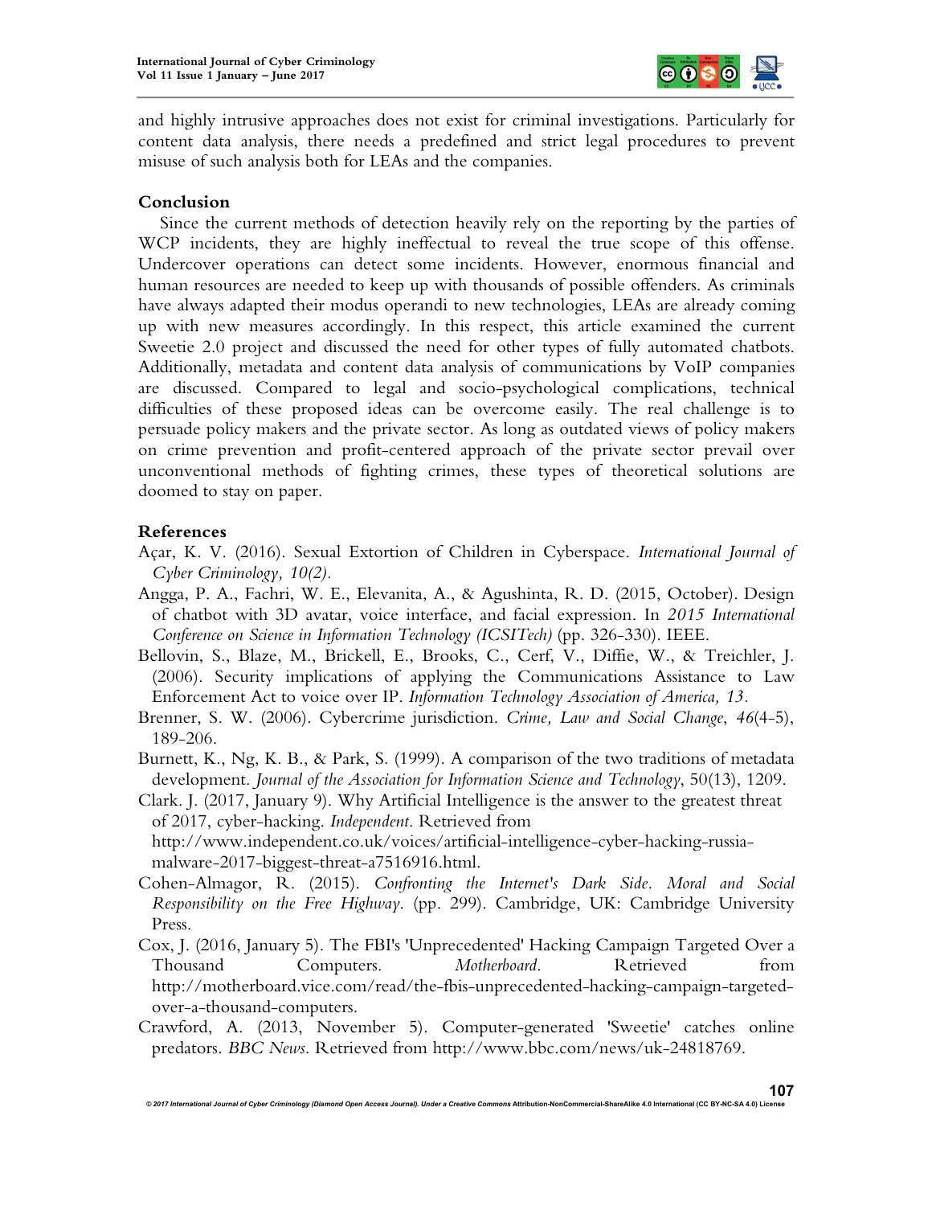and highly intrusive approaches does not exist for criminal investigations. Particularly for content data analysis, there needs a predefined and strict legal procedures to prevent misuse of such analysis both for LEAs and the companies.

## Conclusion

Since the current methods of detection heavily rely on the reporting by the parties of WCP incidents, they are highly ineffectual to reveal the true scope of this offense. Undercover operations can detect some incidents. However, enormous financial and human resources are needed to keep up with thousands of possible offenders. As criminals have always adapted their modus operandi to new technologies, LEAs are already coming up with new measures accordingly. In this respect, this article examined the current Sweetie 2.0 project and discussed the need for other types of fully automated chatbots. Additionally, metadata and content data analysis of communications by VoIP companies are discussed. Compared to legal and socio-psychological complications, technical difficulties of these proposed ideas can be overcome easily. The real challenge is to persuade policy makers and the private sector. As long as outdated views of policy makers on crime prevention and profit-centered approach of the private sector prevail over unconventional methods of fighting crimes, these types of theoretical solutions are doomed to stay on paper.

## References

Açar, K. V. (2016). Sexual Extortion of Children in Cyberspace. *International Journal of Cyber Criminology, 10(2).*

Angga, P. A., Fachri, W. E., Elevanita, A., & Agushinta, R. D. (2015, October). Design of chatbot with 3D avatar, voice interface, and facial expression. In *2015 International Conference on Science in Information Technology (ICSITech)* (pp. 326-330). IEEE.

Bellovin, S., Blaze, M., Brickell, E., Brooks, C., Cerf, V., Diffie, W., & Treichler, J. (2006). Security implications of applying the Communications Assistance to Law Enforcement Act to voice over IP. *Information Technology Association of America, 13.*

Brenner, S. W. (2006). Cybercrime jurisdiction. *Crime, Law and Social Change*, *46*(4-5), 189-206.

Burnett, K., Ng, K. B., & Park, S. (1999). A comparison of the two traditions of metadata development. *Journal of the Association for Information Science and Technology*, 50(13), 1209.

Clark. J. (2017, January 9). Why Artificial Intelligence is the answer to the greatest threat of 2017, cyber-hacking. *Independent*. Retrieved from http://www.independent.co.uk/voices/artificial-intelligence-cyber-hacking-russia-malware-2017-biggest-threat-a7516916.html.

Cohen-Almagor, R. (2015). *Confronting the Internet's Dark Side. Moral and Social Responsibility on the Free Highway*. (pp. 299). Cambridge, UK: Cambridge University Press.

Cox, J. (2016, January 5). The FBI's 'Unprecedented' Hacking Campaign Targeted Over a Thousand Computers. *Motherboard*. Retrieved from http://motherboard.vice.com/read/the-fbis-unprecedented-hacking-campaign-targeted-over-a-thousand-computers.

Crawford, A. (2013, November 5). Computer-generated 'Sweetie' catches online predators. *BBC News*. Retrieved from http://www.bbc.com/news/uk-24818769.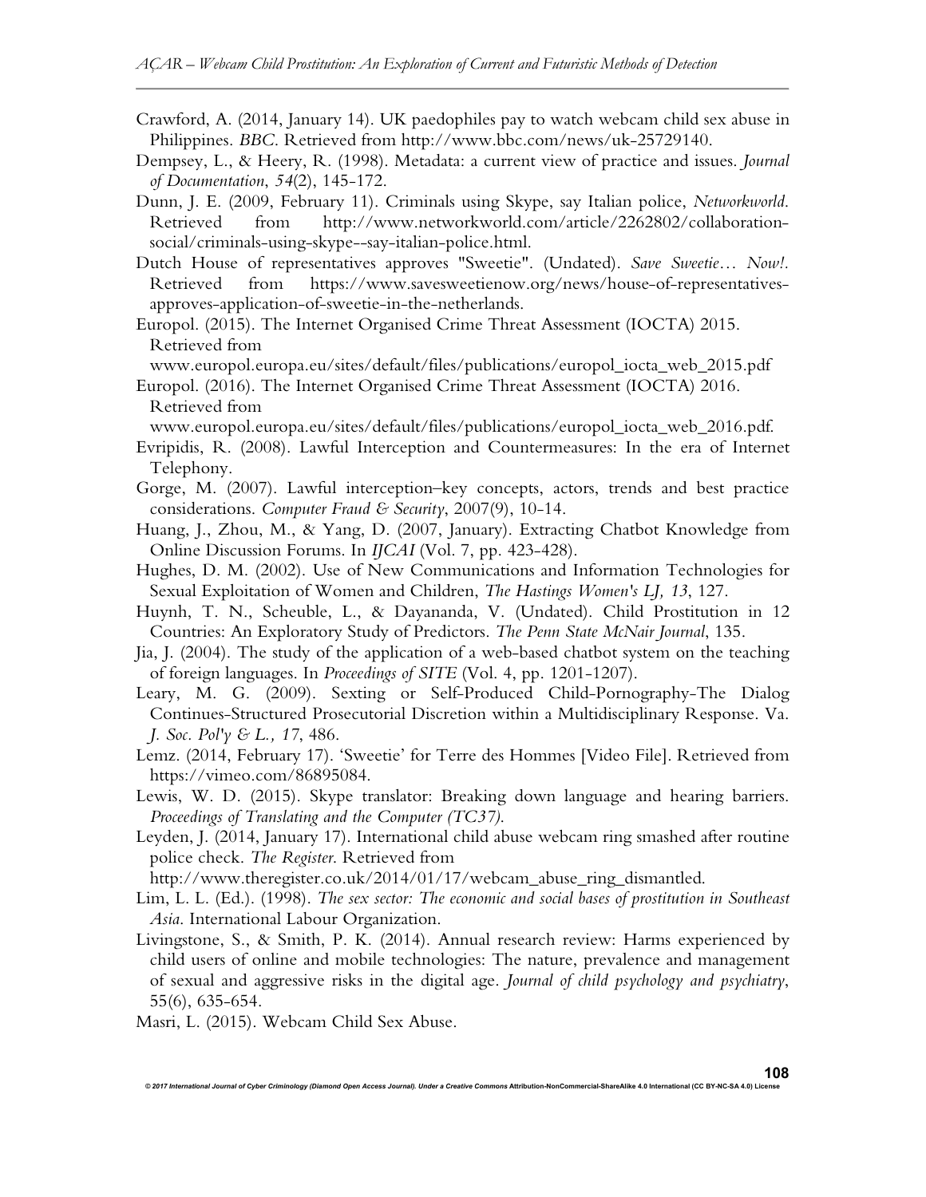Crawford, A. (2014, January 14). UK paedophiles pay to watch webcam child sex abuse in Philippines. *BBC*. Retrieved from http://www.bbc.com/news/uk-25729140.

Dempsey, L., & Heery, R. (1998). Metadata: a current view of practice and issues. *Journal of Documentation*, *54*(2), 145-172.

Dunn, J. E. (2009, February 11). Criminals using Skype, say Italian police, *Networkworld*. Retrieved from http://www.networkworld.com/article/2262802/collaboration-social/criminals-using-skype--say-italian-police.html.

Dutch House of representatives approves "Sweetie". (Undated). *Save Sweetie… Now!*. Retrieved from https://www.savesweetienow.org/news/house-of-representatives-approves-application-of-sweetie-in-the-netherlands.

Europol. (2015). The Internet Organised Crime Threat Assessment (IOCTA) 2015. Retrieved from www.europol.europa.eu/sites/default/files/publications/europol_iocta_web_2015.pdf

Europol. (2016). The Internet Organised Crime Threat Assessment (IOCTA) 2016. Retrieved from www.europol.europa.eu/sites/default/files/publications/europol_iocta_web_2016.pdf.

Evripidis, R. (2008). Lawful Interception and Countermeasures: In the era of Internet Telephony.

Gorge, M. (2007). Lawful interception–key concepts, actors, trends and best practice considerations. *Computer Fraud & Security*, 2007(9), 10-14.

Huang, J., Zhou, M., & Yang, D. (2007, January). Extracting Chatbot Knowledge from Online Discussion Forums. In *IJCAI* (Vol. 7, pp. 423-428).

Hughes, D. M. (2002). Use of New Communications and Information Technologies for Sexual Exploitation of Women and Children, *The Hastings Women's LJ, 13*, 127.

Huynh, T. N., Scheuble, L., & Dayananda, V. (Undated). Child Prostitution in 12 Countries: An Exploratory Study of Predictors. *The Penn State McNair Journal*, 135.

Jia, J. (2004). The study of the application of a web-based chatbot system on the teaching of foreign languages. In *Proceedings of SITE* (Vol. 4, pp. 1201-1207).

Leary, M. G. (2009). Sexting or Self-Produced Child-Pornography-The Dialog Continues-Structured Prosecutorial Discretion within a Multidisciplinary Response. Va. *J. Soc. Pol'y & L., 17*, 486.

Lemz. (2014, February 17). 'Sweetie' for Terre des Hommes [Video File]. Retrieved from https://vimeo.com/86895084.

Lewis, W. D. (2015). Skype translator: Breaking down language and hearing barriers. *Proceedings of Translating and the Computer (TC37)*.

Leyden, J. (2014, January 17). International child abuse webcam ring smashed after routine police check. *The Register*. Retrieved from http://www.theregister.co.uk/2014/01/17/webcam_abuse_ring_dismantled.

Lim, L. L. (Ed.). (1998). *The sex sector: The economic and social bases of prostitution in Southeast Asia*. International Labour Organization.

Livingstone, S., & Smith, P. K. (2014). Annual research review: Harms experienced by child users of online and mobile technologies: The nature, prevalence and management of sexual and aggressive risks in the digital age. *Journal of child psychology and psychiatry*, 55(6), 635-654.

Masri, L. (2015). Webcam Child Sex Abuse.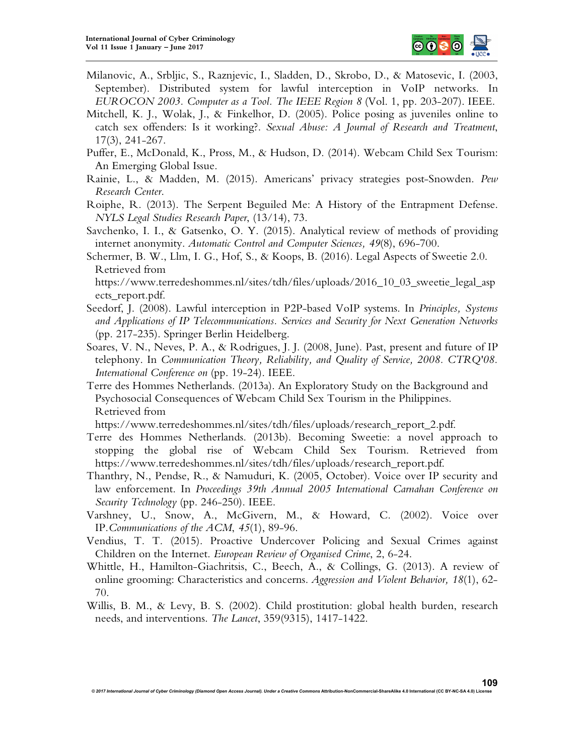Milanovic, A., Srbljic, S., Raznjevic, I., Sladden, D., Skrobo, D., & Matosevic, I. (2003, September). Distributed system for lawful interception in VoIP networks. In *EUROCON 2003. Computer as a Tool. The IEEE Region 8* (Vol. 1, pp. 203-207). IEEE.

Mitchell, K. J., Wolak, J., & Finkelhor, D. (2005). Police posing as juveniles online to catch sex offenders: Is it working?. *Sexual Abuse: A Journal of Research and Treatment*, 17(3), 241-267.

Puffer, E., McDonald, K., Pross, M., & Hudson, D. (2014). Webcam Child Sex Tourism: An Emerging Global Issue.

Rainie, L., & Madden, M. (2015). Americans' privacy strategies post-Snowden. *Pew Research Center*.

Roiphe, R. (2013). The Serpent Beguiled Me: A History of the Entrapment Defense. *NYLS Legal Studies Research Paper*, (13/14), 73.

Savchenko, I. I., & Gatsenko, O. Y. (2015). Analytical review of methods of providing internet anonymity. *Automatic Control and Computer Sciences, 49*(8), 696-700.

Schermer, B. W., Llm, I. G., Hof, S., & Koops, B. (2016). Legal Aspects of Sweetie 2.0. Retrieved from https://www.terredeshommes.nl/sites/tdh/files/uploads/2016_10_03_sweetie_legal_aspects_report.pdf.

Seedorf, J. (2008). Lawful interception in P2P-based VoIP systems. In *Principles, Systems and Applications of IP Telecommunications. Services and Security for Next Generation Networks* (pp. 217-235). Springer Berlin Heidelberg.

Soares, V. N., Neves, P. A., & Rodrigues, J. J. (2008, June). Past, present and future of IP telephony. In *Communication Theory, Reliability, and Quality of Service, 2008. CTRQ'08. International Conference on* (pp. 19-24). IEEE.

Terre des Hommes Netherlands. (2013a). An Exploratory Study on the Background and Psychosocial Consequences of Webcam Child Sex Tourism in the Philippines. Retrieved from https://www.terredeshommes.nl/sites/tdh/files/uploads/research_report_2.pdf.

Terre des Hommes Netherlands. (2013b). Becoming Sweetie: a novel approach to stopping the global rise of Webcam Child Sex Tourism. Retrieved from https://www.terredeshommes.nl/sites/tdh/files/uploads/research_report.pdf.

Thanthry, N., Pendse, R., & Namuduri, K. (2005, October). Voice over IP security and law enforcement. In *Proceedings 39th Annual 2005 International Carnahan Conference on Security Technology* (pp. 246-250). IEEE.

Varshney, U., Snow, A., McGivern, M., & Howard, C. (2002). Voice over IP. *Communications of the ACM*, *45*(1), 89-96.

Vendius, T. T. (2015). Proactive Undercover Policing and Sexual Crimes against Children on the Internet. *European Review of Organised Crime*, 2, 6-24.

Whittle, H., Hamilton-Giachritsis, C., Beech, A., & Collings, G. (2013). A review of online grooming: Characteristics and concerns. *Aggression and Violent Behavior, 18*(1), 62-70.

Willis, B. M., & Levy, B. S. (2002). Child prostitution: global health burden, research needs, and interventions. *The Lancet*, 359(9315), 1417-1422.